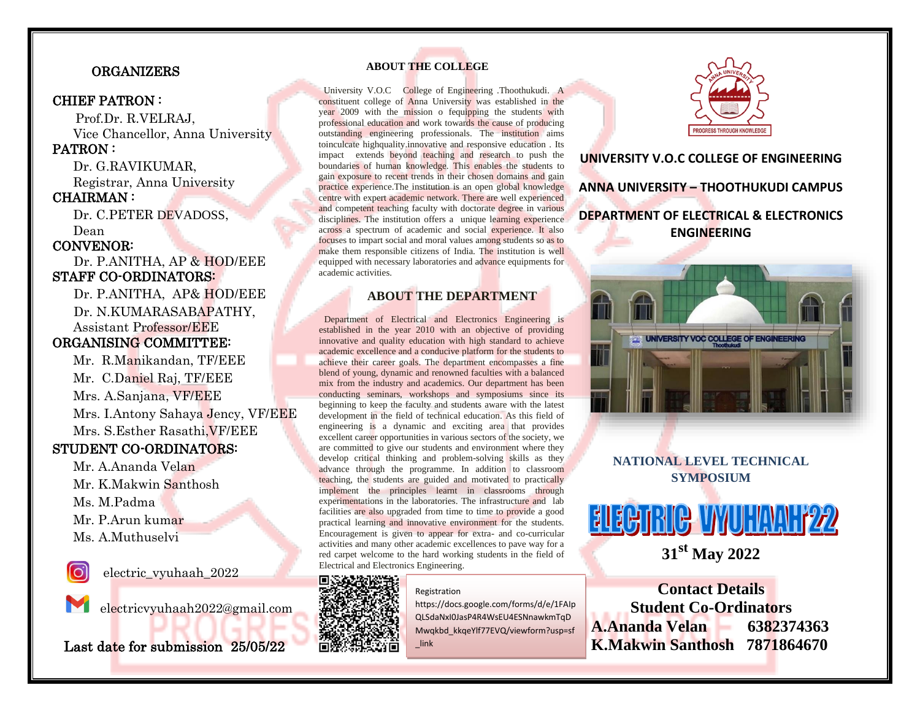## ORGANIZERS

**CHIEF PATRON :**
Prof.Dr. R.VELRAJ,
Vice Chancellor, Anna University

**PATRON :**
Dr. G.RAVIKUMAR,
Registrar, Anna University

**CHAIRMAN :**
Dr. C.PETER DEVADOSS,
Dean

**CONVENOR:**
Dr. P.ANITHA, AP & HOD/EEE

**STAFF CO-ORDINATORS:**
Dr. P.ANITHA, AP& HOD/EEE
Dr. N.KUMARASABAPATHY,
Assistant Professor/EEE

**ORGANISING COMMITTEE:**
Mr. R.Manikandan, TF/EEE
Mr. C.Daniel Raj, TF/EEE
Mrs. A.Sanjana, VF/EEE
Mrs. I.Antony Sahaya Jency, VF/EEE
Mrs. S.Esther Rasathi,VF/EEE

**STUDENT CO-ORDINATORS:**
Mr. A.Ananda Velan
Mr. K.Makwin Santhosh
Ms. M.Padma
Mr. P.Arun kumar
Ms. A.Muthuselvi

electric_vyuhaah_2022

electricvyuhaah2022@gmail.com

Last date for submission 25/05/22

## ABOUT THE COLLEGE

University V.O.C College of Engineering .Thoothukudi. A constituent college of Anna University was established in the year 2009 with the mission o fequipping the students with professional education and work towards the cause of producing outstanding engineering professionals. The institution aims toinculcate highquality.innovative and responsive education . Its impact extends beyond teaching and research to push the boundaries of human knowledge. This enables the students to gain exposure to recent trends in their chosen domains and gain practice experience.The institution is an open global knowledge centre with expert academic network. There are well experienced and competent teaching faculty with doctorate degree in various disciplines. The institution offers a unique learning experience across a spectrum of academic and social experience. It also focuses to impart social and moral values among students so as to make them responsible citizens of India. The institution is well equipped with necessary laboratories and advance equipments for academic activities.

## ABOUT THE DEPARTMENT

Department of Electrical and Electronics Engineering is established in the year 2010 with an objective of providing innovative and quality education with high standard to achieve academic excellence and a conducive platform for the students to achieve their career goals. The department encompasses a fine blend of young, dynamic and renowned faculties with a balanced mix from the industry and academics. Our department has been conducting seminars, workshops and symposiums since its beginning to keep the faculty and students aware with the latest development in the field of technical education. As this field of engineering is a dynamic and exciting area that provides excellent career opportunities in various sectors of the society, we are committed to give our students and environment where they develop critical thinking and problem-solving skills as they advance through the programme. In addition to classroom teaching, the students are guided and motivated to practically implement the principles learnt in classrooms through experimentations in the laboratories. The infrastructure and lab facilities are also upgraded from time to time to provide a good practical learning and innovative environment for the students. Encouragement is given to appear for extra- and co-curricular activities and many other academic excellences to pave way for a red carpet welcome to the hard working students in the field of Electrical and Electronics Engineering.

Registration
https://docs.google.com/forms/d/e/1FAIpQLSdaNxI0JasP4R4WsEU4ESNnawkmTqDMwqkbd_kkqeYlf77EVQ/viewform?usp=sf_link

PROGRESS THROUGH KNOWLEDGE

**UNIVERSITY V.O.C COLLEGE OF ENGINEERING**

**ANNA UNIVERSITY – THOOTHUKUDI CAMPUS**

**DEPARTMENT OF ELECTRICAL & ELECTRONICS ENGINEERING**

**NATIONAL LEVEL TECHNICAL SYMPOSIUM**

# ELECTRIC VYUHAAH'22

**31st May 2022**

**Contact Details**
**Student Co-Ordinators**
**A.Ananda Velan 6382374363**
**K.Makwin Santhosh 7871864670**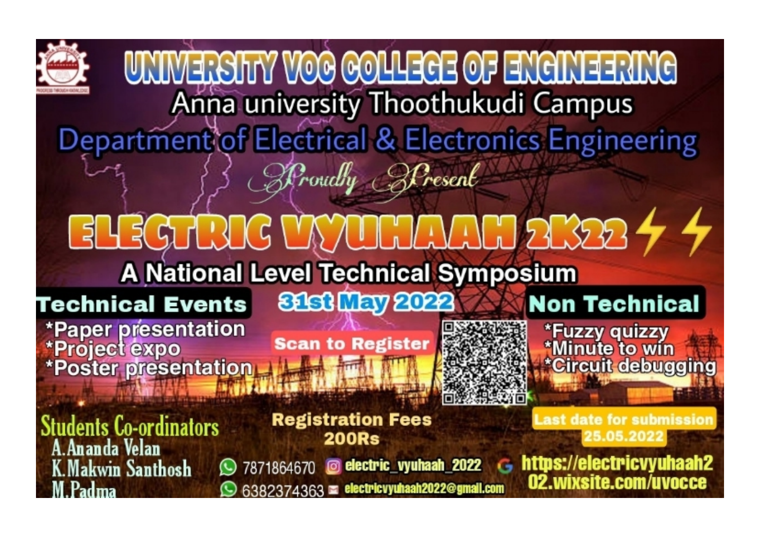# UNIVERSITY VOC COLLEGE OF ENGINEERING

Anna university Thoothukudi Campus

## Department of Electrical & Electronics Engineering

*Proudly Present*

# ELECTRIC VYUHAAH 2K22

### A National Level Technical Symposium

**31st May 2022**

**Technical Events**

*Paper presentation
*Project expo
*Poster presentation

**Scan to Register**

**Non Technical**

*Fuzzy quizzy
*Minute to win
*Circuit debugging

**Students Co-ordinators**

A.Ananda Velan
K.Makwin Santhosh
M.Padma

**Registration Fees**
**200Rs**

**Last date for submission**
**25.05.2022**

7871864670
6382374363

electric_vyuhaah_2022

electricvyuhaah2022@gmail.com

https://electricvyuhaah202.wixsite.com/uvocce